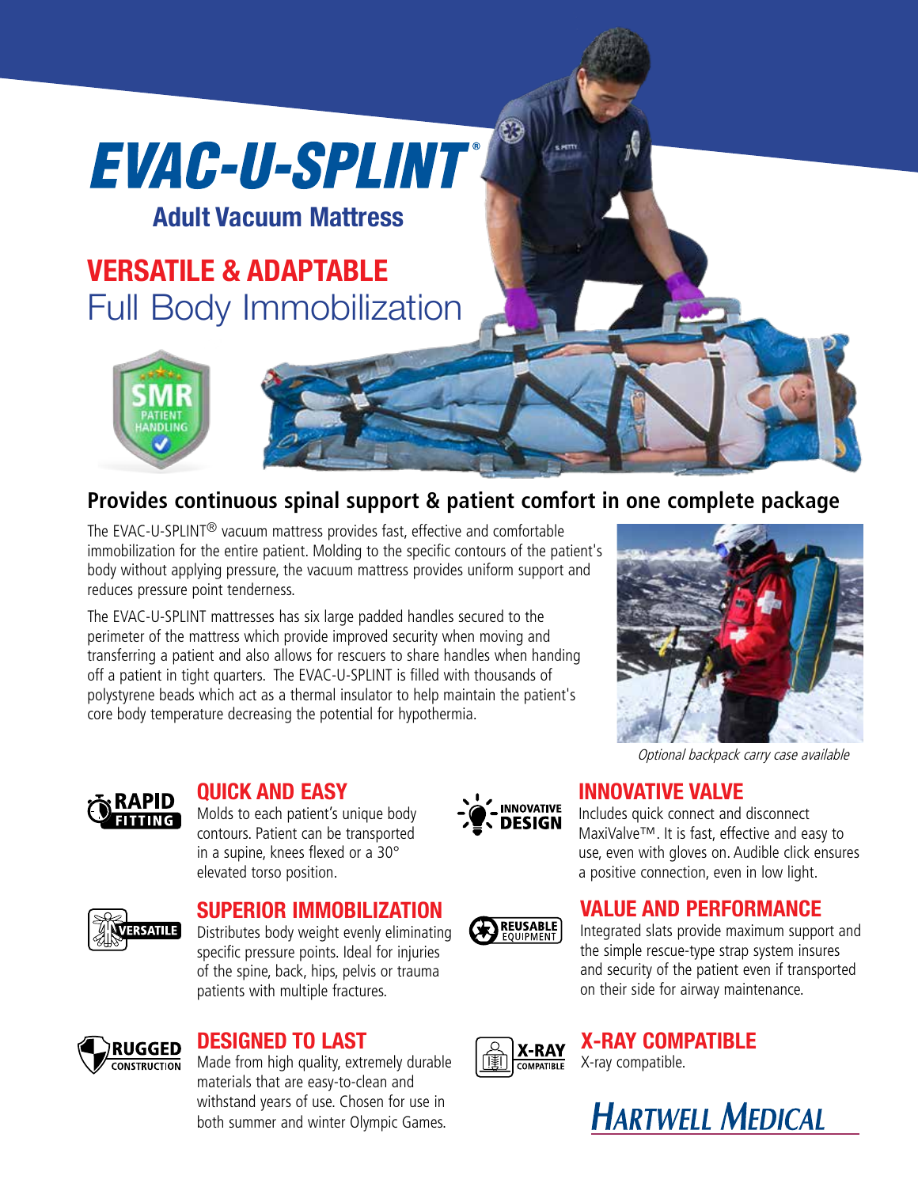# EVAC-U-SPLINT®

## Adult Vacuum Mattress

## VERSATILE & ADAPTABLE
Full Body Immobilization

SMR PATIENT HANDLING

### Provides continuous spinal support & patient comfort in one complete package

The EVAC-U-SPLINT® vacuum mattress provides fast, effective and comfortable immobilization for the entire patient. Molding to the specific contours of the patient's body without applying pressure, the vacuum mattress provides uniform support and reduces pressure point tenderness.

The EVAC-U-SPLINT mattresses has six large padded handles secured to the perimeter of the mattress which provide improved security when moving and transferring a patient and also allows for rescuers to share handles when handing off a patient in tight quarters. The EVAC-U-SPLINT is filled with thousands of polystyrene beads which act as a thermal insulator to help maintain the patient's core body temperature decreasing the potential for hypothermia.

*Optional backpack carry case available*

### QUICK AND EASY
RAPID FITTING

Molds to each patient's unique body contours. Patient can be transported in a supine, knees flexed or a 30° elevated torso position.

### SUPERIOR IMMOBILIZATION
VERSATILE

Distributes body weight evenly eliminating specific pressure points. Ideal for injuries of the spine, back, hips, pelvis or trauma patients with multiple fractures.

### DESIGNED TO LAST
RUGGED CONSTRUCTION

Made from high quality, extremely durable materials that are easy-to-clean and withstand years of use. Chosen for use in both summer and winter Olympic Games.

### INNOVATIVE VALVE
INNOVATIVE DESIGN

Includes quick connect and disconnect MaxiValve™. It is fast, effective and easy to use, even with gloves on. Audible click ensures a positive connection, even in low light.

### VALUE AND PERFORMANCE
REUSABLE EQUIPMENT

Integrated slats provide maximum support and the simple rescue-type strap system insures and security of the patient even if transported on their side for airway maintenance.

### X-RAY COMPATIBLE
X-RAY COMPATIBLE

X-ray compatible.

HARTWELL MEDICAL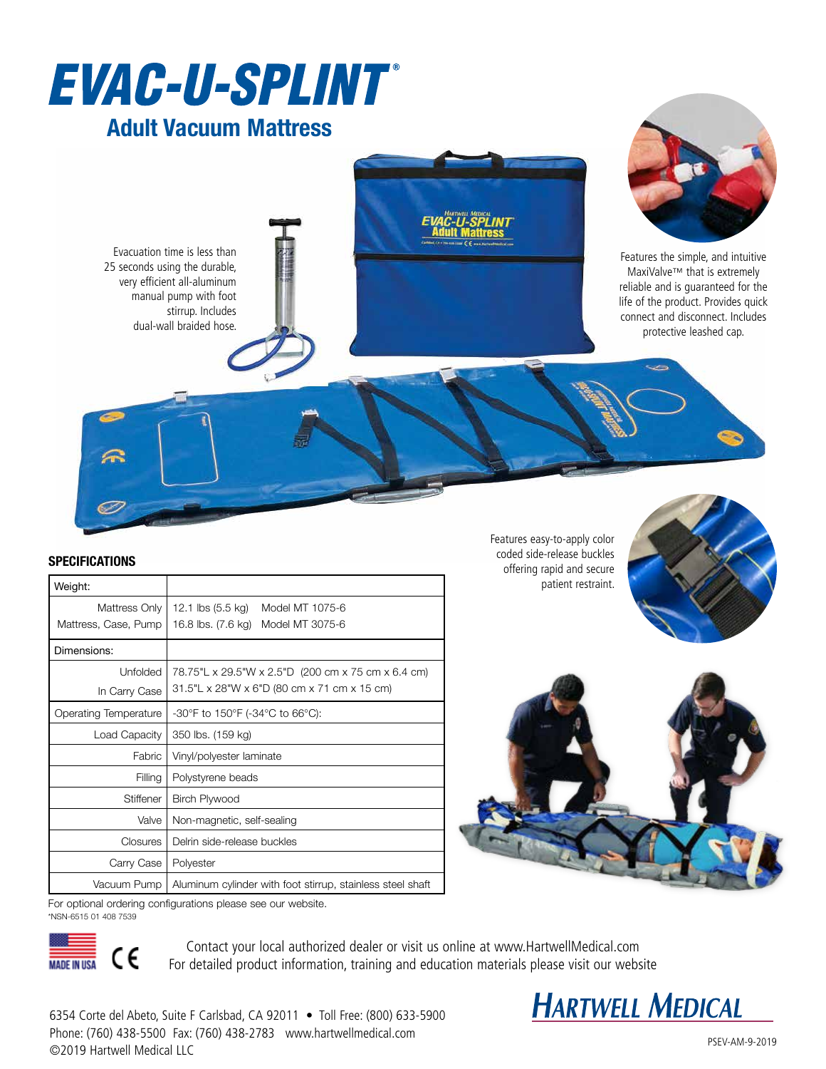# EVAC-U-SPLINT®

## Adult Vacuum Mattress

Evacuation time is less than 25 seconds using the durable, very efficient all-aluminum manual pump with foot stirrup. Includes dual-wall braided hose.

Features the simple, and intuitive MaxiValve™ that is extremely reliable and is guaranteed for the life of the product. Provides quick connect and disconnect. Includes protective leashed cap.

Features easy-to-apply color coded side-release buckles offering rapid and secure patient restraint.

### SPECIFICATIONS

| | |
|---|---|
| Weight: | |
| Mattress Only<br>Mattress, Case, Pump | 12.1 lbs (5.5 kg) Model MT 1075-6<br>16.8 lbs. (7.6 kg) Model MT 3075-6 |
| Dimensions: | |
| Unfolded<br>In Carry Case | 78.75"L x 29.5"W x 2.5"D (200 cm x 75 cm x 6.4 cm)<br>31.5"L x 28"W x 6"D (80 cm x 71 cm x 15 cm) |
| Operating Temperature | -30°F to 150°F (-34°C to 66°C): |
| Load Capacity | 350 lbs. (159 kg) |
| Fabric | Vinyl/polyester laminate |
| Filling | Polystyrene beads |
| Stiffener | Birch Plywood |
| Valve | Non-magnetic, self-sealing |
| Closures | Delrin side-release buckles |
| Carry Case | Polyester |
| Vacuum Pump | Aluminum cylinder with foot stirrup, stainless steel shaft |

For optional ordering configurations please see our website.
*NSN-6515 01 408 7539

MADE IN USA CE

Contact your local authorized dealer or visit us online at www.HartwellMedical.com
For detailed product information, training and education materials please visit our website

6354 Corte del Abeto, Suite F Carlsbad, CA 92011 • Toll Free: (800) 633-5900
Phone: (760) 438-5500 Fax: (760) 438-2783 www.hartwellmedical.com
©2019 Hartwell Medical LLC

HARTWELL MEDICAL

PSEV-AM-9-2019